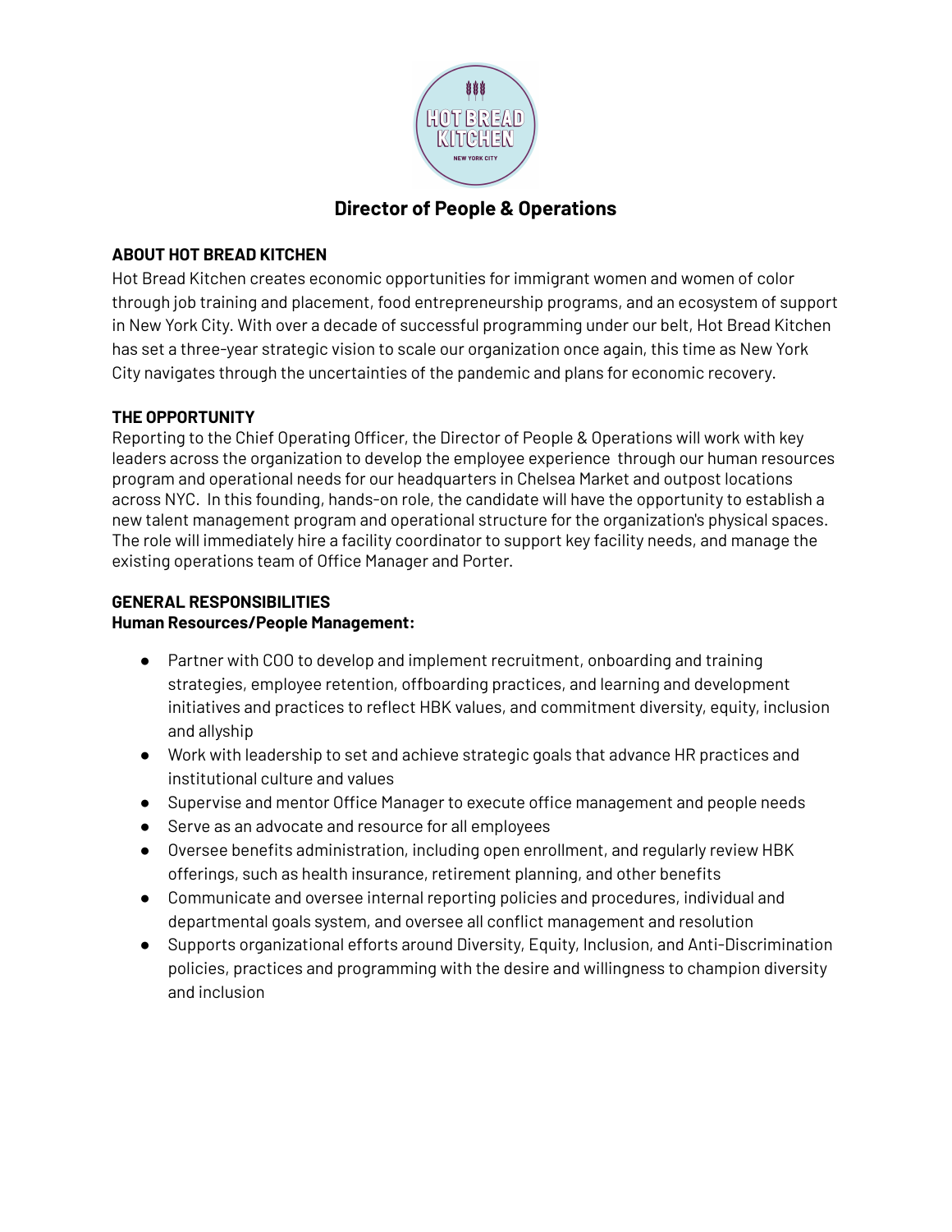# Director of People & Operations

**ABOUT HOT BREAD KITCHEN**

Hot Bread Kitchen creates economic opportunities for immigrant women and women of color through job training and placement, food entrepreneurship programs, and an ecosystem of support in New York City. With over a decade of successful programming under our belt, Hot Bread Kitchen has set a three-year strategic vision to scale our organization once again, this time as New York City navigates through the uncertainties of the pandemic and plans for economic recovery.

**THE OPPORTUNITY**

Reporting to the Chief Operating Officer, the Director of People & Operations will work with key leaders across the organization to develop the employee experience through our human resources program and operational needs for our headquarters in Chelsea Market and outpost locations across NYC. In this founding, hands-on role, the candidate will have the opportunity to establish a new talent management program and operational structure for the organization's physical spaces. The role will immediately hire a facility coordinator to support key facility needs, and manage the existing operations team of Office Manager and Porter.

**GENERAL RESPONSIBILITIES**

**Human Resources/People Management:**

- Partner with COO to develop and implement recruitment, onboarding and training strategies, employee retention, offboarding practices, and learning and development initiatives and practices to reflect HBK values, and commitment diversity, equity, inclusion and allyship
- Work with leadership to set and achieve strategic goals that advance HR practices and institutional culture and values
- Supervise and mentor Office Manager to execute office management and people needs
- Serve as an advocate and resource for all employees
- Oversee benefits administration, including open enrollment, and regularly review HBK offerings, such as health insurance, retirement planning, and other benefits
- Communicate and oversee internal reporting policies and procedures, individual and departmental goals system, and oversee all conflict management and resolution
- Supports organizational efforts around Diversity, Equity, Inclusion, and Anti-Discrimination policies, practices and programming with the desire and willingness to champion diversity and inclusion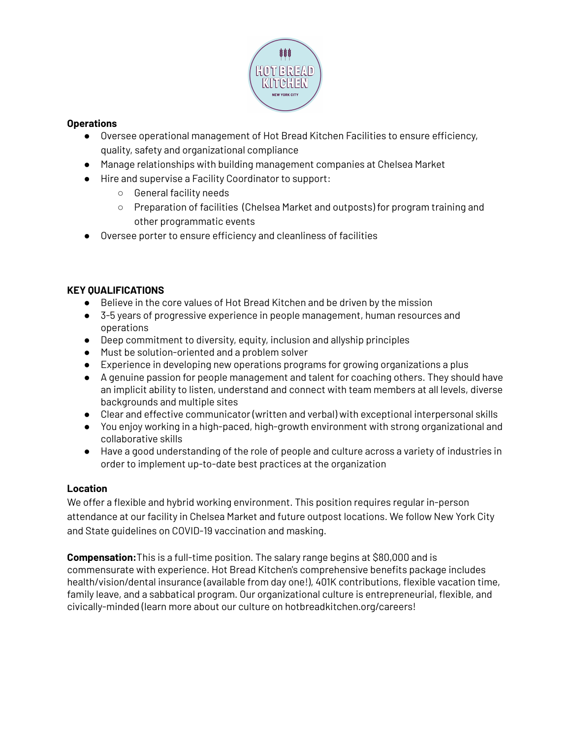**Operations**

- Oversee operational management of Hot Bread Kitchen Facilities to ensure efficiency, quality, safety and organizational compliance
- Manage relationships with building management companies at Chelsea Market
- Hire and supervise a Facility Coordinator to support:
    - General facility needs
    - Preparation of facilities (Chelsea Market and outposts) for program training and other programmatic events
- Oversee porter to ensure efficiency and cleanliness of facilities

**KEY QUALIFICATIONS**

- Believe in the core values of Hot Bread Kitchen and be driven by the mission
- 3-5 years of progressive experience in people management, human resources and operations
- Deep commitment to diversity, equity, inclusion and allyship principles
- Must be solution-oriented and a problem solver
- Experience in developing new operations programs for growing organizations a plus
- A genuine passion for people management and talent for coaching others. They should have an implicit ability to listen, understand and connect with team members at all levels, diverse backgrounds and multiple sites
- Clear and effective communicator (written and verbal) with exceptional interpersonal skills
- You enjoy working in a high-paced, high-growth environment with strong organizational and collaborative skills
- Have a good understanding of the role of people and culture across a variety of industries in order to implement up-to-date best practices at the organization

**Location**

We offer a flexible and hybrid working environment. This position requires regular in-person attendance at our facility in Chelsea Market and future outpost locations. We follow New York City and State guidelines on COVID-19 vaccination and masking.

**Compensation:** This is a full-time position. The salary range begins at $80,000 and is commensurate with experience. Hot Bread Kitchen's comprehensive benefits package includes health/vision/dental insurance (available from day one!), 401K contributions, flexible vacation time, family leave, and a sabbatical program. Our organizational culture is entrepreneurial, flexible, and civically-minded (learn more about our culture on hotbreadkitchen.org/careers!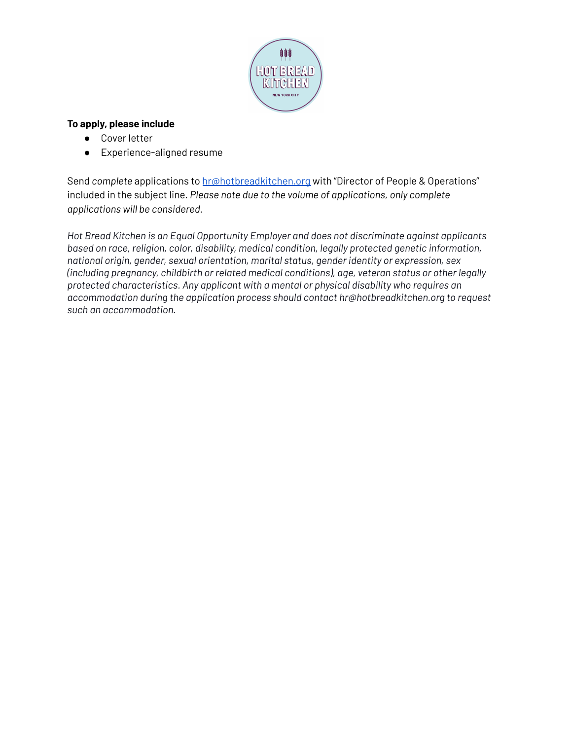**To apply, please include**

- Cover letter
- Experience-aligned resume

Send *complete* applications to hr@hotbreadkitchen.org with "Director of People & Operations" included in the subject line. *Please note due to the volume of applications, only complete applications will be considered.*

*Hot Bread Kitchen is an Equal Opportunity Employer and does not discriminate against applicants based on race, religion, color, disability, medical condition, legally protected genetic information, national origin, gender, sexual orientation, marital status, gender identity or expression, sex (including pregnancy, childbirth or related medical conditions), age, veteran status or other legally protected characteristics. Any applicant with a mental or physical disability who requires an accommodation during the application process should contact hr@hotbreadkitchen.org to request such an accommodation.*